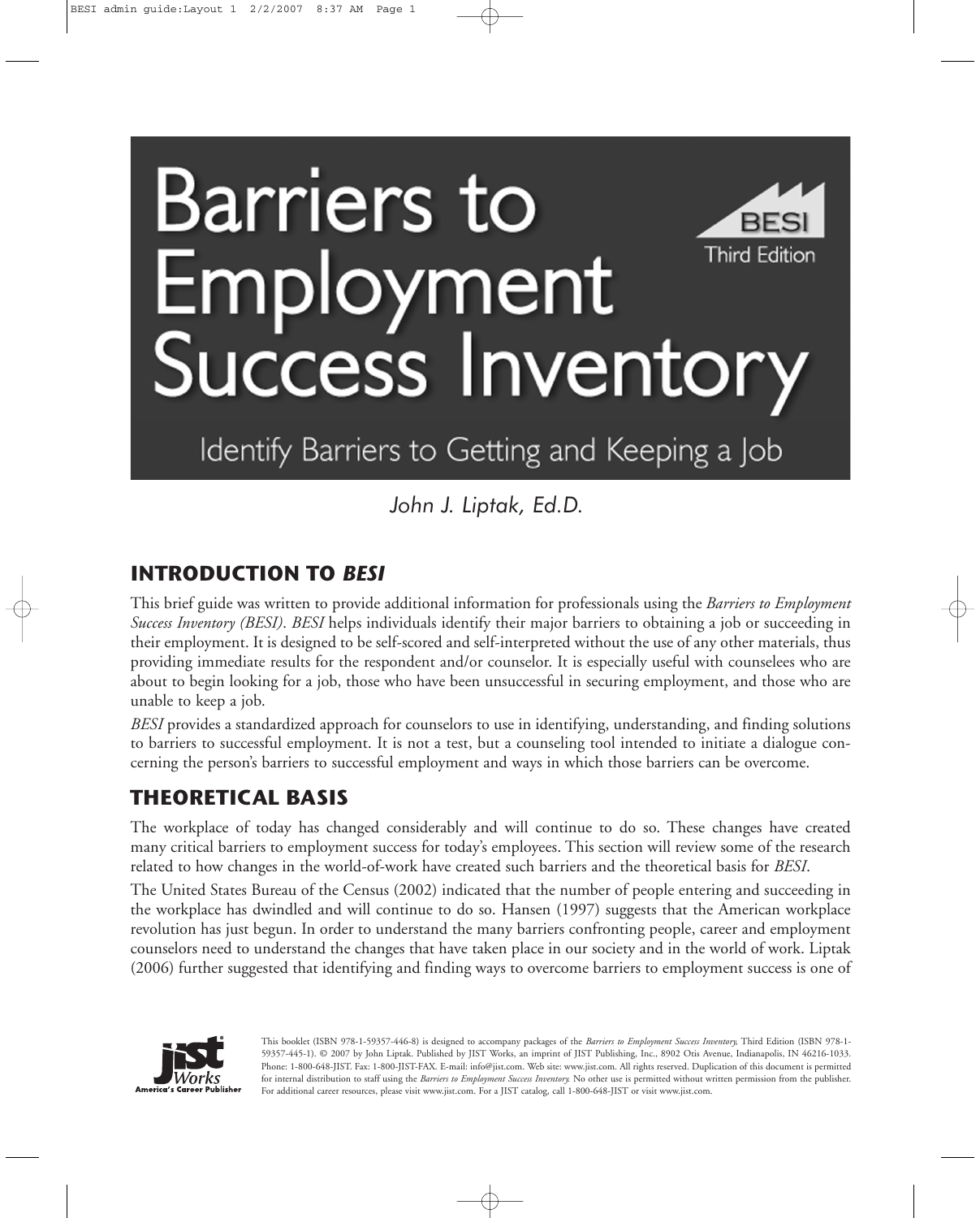# Barriers to Employment Success Inventory

BESI Third Edition

Identify Barriers to Getting and Keeping a Job

*John J. Liptak, Ed.D.*

## INTRODUCTION TO *BESI*

This brief guide was written to provide additional information for professionals using the *Barriers to Employment Success Inventory (BESI)*. *BESI* helps individuals identify their major barriers to obtaining a job or succeeding in their employment. It is designed to be self-scored and self-interpreted without the use of any other materials, thus providing immediate results for the respondent and/or counselor. It is especially useful with counselees who are about to begin looking for a job, those who have been unsuccessful in securing employment, and those who are unable to keep a job.

*BESI* provides a standardized approach for counselors to use in identifying, understanding, and finding solutions to barriers to successful employment. It is not a test, but a counseling tool intended to initiate a dialogue concerning the person's barriers to successful employment and ways in which those barriers can be overcome.

## THEORETICAL BASIS

The workplace of today has changed considerably and will continue to do so. These changes have created many critical barriers to employment success for today's employees. This section will review some of the research related to how changes in the world-of-work have created such barriers and the theoretical basis for *BESI*.

The United States Bureau of the Census (2002) indicated that the number of people entering and succeeding in the workplace has dwindled and will continue to do so. Hansen (1997) suggests that the American workplace revolution has just begun. In order to understand the many barriers confronting people, career and employment counselors need to understand the changes that have taken place in our society and in the world of work. Liptak (2006) further suggested that identifying and finding ways to overcome barriers to employment success is one of

This booklet (ISBN 978-1-59357-446-8) is designed to accompany packages of the *Barriers to Employment Success Inventory,* Third Edition (ISBN 978-1-59357-445-1). © 2007 by John Liptak. Published by JIST Works, an imprint of JIST Publishing, Inc., 8902 Otis Avenue, Indianapolis, IN 46216-1033. Phone: 1-800-648-JIST. Fax: 1-800-JIST-FAX. E-mail: info@jist.com. Web site: www.jist.com. All rights reserved. Duplication of this document is permitted for internal distribution to staff using the *Barriers to Employment Success Inventory.* No other use is permitted without written permission from the publisher. For additional career resources, please visit www.jist.com. For a JIST catalog, call 1-800-648-JIST or visit www.jist.com.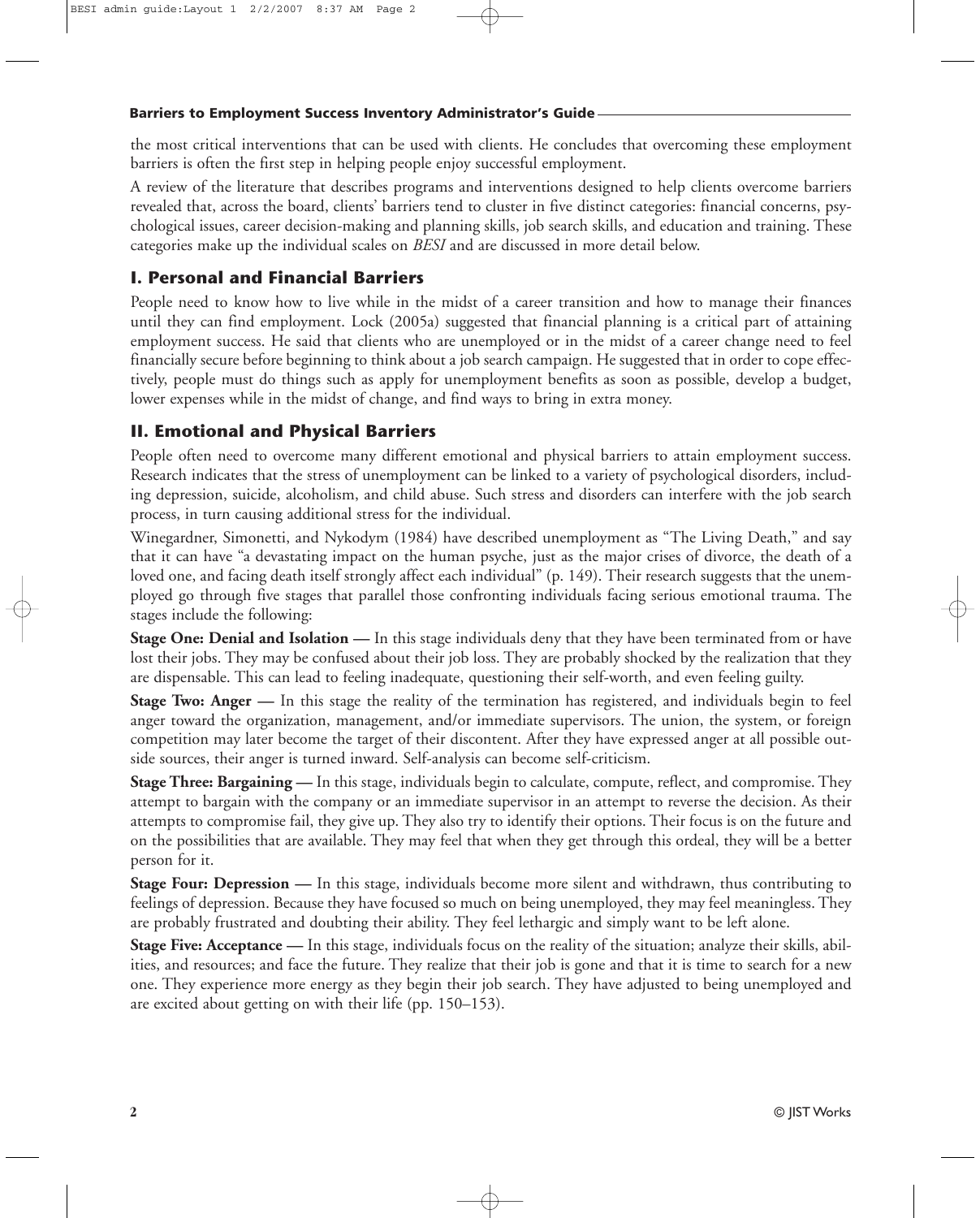the most critical interventions that can be used with clients. He concludes that overcoming these employment barriers is often the first step in helping people enjoy successful employment.

A review of the literature that describes programs and interventions designed to help clients overcome barriers revealed that, across the board, clients' barriers tend to cluster in five distinct categories: financial concerns, psychological issues, career decision-making and planning skills, job search skills, and education and training. These categories make up the individual scales on *BESI* and are discussed in more detail below.

## I. Personal and Financial Barriers

People need to know how to live while in the midst of a career transition and how to manage their finances until they can find employment. Lock (2005a) suggested that financial planning is a critical part of attaining employment success. He said that clients who are unemployed or in the midst of a career change need to feel financially secure before beginning to think about a job search campaign. He suggested that in order to cope effectively, people must do things such as apply for unemployment benefits as soon as possible, develop a budget, lower expenses while in the midst of change, and find ways to bring in extra money.

## II. Emotional and Physical Barriers

People often need to overcome many different emotional and physical barriers to attain employment success. Research indicates that the stress of unemployment can be linked to a variety of psychological disorders, including depression, suicide, alcoholism, and child abuse. Such stress and disorders can interfere with the job search process, in turn causing additional stress for the individual.

Winegardner, Simonetti, and Nykodym (1984) have described unemployment as "The Living Death," and say that it can have "a devastating impact on the human psyche, just as the major crises of divorce, the death of a loved one, and facing death itself strongly affect each individual" (p. 149). Their research suggests that the unemployed go through five stages that parallel those confronting individuals facing serious emotional trauma. The stages include the following:

**Stage One: Denial and Isolation —** In this stage individuals deny that they have been terminated from or have lost their jobs. They may be confused about their job loss. They are probably shocked by the realization that they are dispensable. This can lead to feeling inadequate, questioning their self-worth, and even feeling guilty.

**Stage Two: Anger —** In this stage the reality of the termination has registered, and individuals begin to feel anger toward the organization, management, and/or immediate supervisors. The union, the system, or foreign competition may later become the target of their discontent. After they have expressed anger at all possible outside sources, their anger is turned inward. Self-analysis can become self-criticism.

**Stage Three: Bargaining —** In this stage, individuals begin to calculate, compute, reflect, and compromise. They attempt to bargain with the company or an immediate supervisor in an attempt to reverse the decision. As their attempts to compromise fail, they give up. They also try to identify their options. Their focus is on the future and on the possibilities that are available. They may feel that when they get through this ordeal, they will be a better person for it.

**Stage Four: Depression —** In this stage, individuals become more silent and withdrawn, thus contributing to feelings of depression. Because they have focused so much on being unemployed, they may feel meaningless. They are probably frustrated and doubting their ability. They feel lethargic and simply want to be left alone.

**Stage Five: Acceptance —** In this stage, individuals focus on the reality of the situation; analyze their skills, abilities, and resources; and face the future. They realize that their job is gone and that it is time to search for a new one. They experience more energy as they begin their job search. They have adjusted to being unemployed and are excited about getting on with their life (pp. 150–153).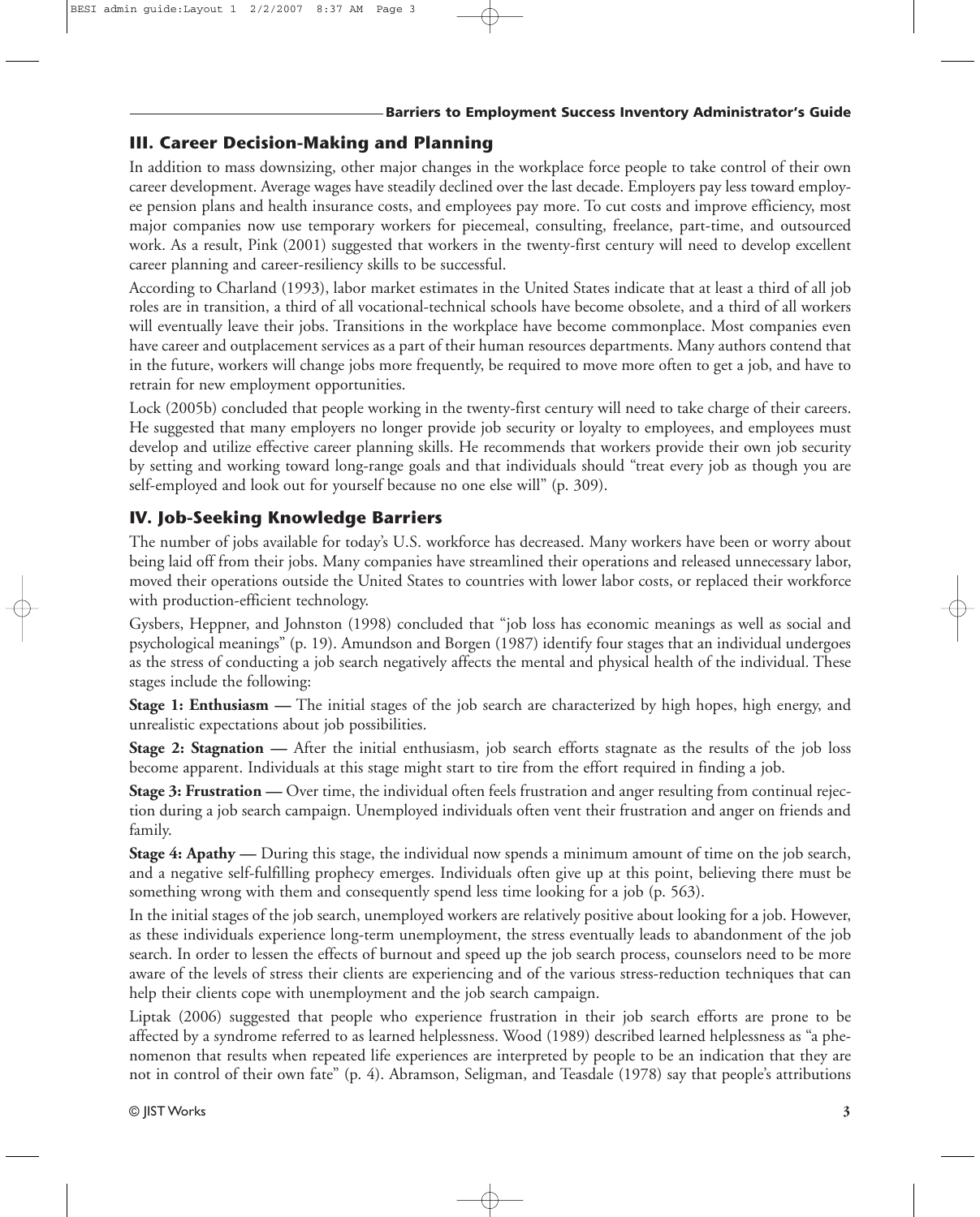## III. Career Decision-Making and Planning

In addition to mass downsizing, other major changes in the workplace force people to take control of their own career development. Average wages have steadily declined over the last decade. Employers pay less toward employee pension plans and health insurance costs, and employees pay more. To cut costs and improve efficiency, most major companies now use temporary workers for piecemeal, consulting, freelance, part-time, and outsourced work. As a result, Pink (2001) suggested that workers in the twenty-first century will need to develop excellent career planning and career-resiliency skills to be successful.

According to Charland (1993), labor market estimates in the United States indicate that at least a third of all job roles are in transition, a third of all vocational-technical schools have become obsolete, and a third of all workers will eventually leave their jobs. Transitions in the workplace have become commonplace. Most companies even have career and outplacement services as a part of their human resources departments. Many authors contend that in the future, workers will change jobs more frequently, be required to move more often to get a job, and have to retrain for new employment opportunities.

Lock (2005b) concluded that people working in the twenty-first century will need to take charge of their careers. He suggested that many employers no longer provide job security or loyalty to employees, and employees must develop and utilize effective career planning skills. He recommends that workers provide their own job security by setting and working toward long-range goals and that individuals should "treat every job as though you are self-employed and look out for yourself because no one else will" (p. 309).

## IV. Job-Seeking Knowledge Barriers

The number of jobs available for today's U.S. workforce has decreased. Many workers have been or worry about being laid off from their jobs. Many companies have streamlined their operations and released unnecessary labor, moved their operations outside the United States to countries with lower labor costs, or replaced their workforce with production-efficient technology.

Gysbers, Heppner, and Johnston (1998) concluded that "job loss has economic meanings as well as social and psychological meanings" (p. 19). Amundson and Borgen (1987) identify four stages that an individual undergoes as the stress of conducting a job search negatively affects the mental and physical health of the individual. These stages include the following:

**Stage 1: Enthusiasm —** The initial stages of the job search are characterized by high hopes, high energy, and unrealistic expectations about job possibilities.

**Stage 2: Stagnation —** After the initial enthusiasm, job search efforts stagnate as the results of the job loss become apparent. Individuals at this stage might start to tire from the effort required in finding a job.

**Stage 3: Frustration —** Over time, the individual often feels frustration and anger resulting from continual rejection during a job search campaign. Unemployed individuals often vent their frustration and anger on friends and family.

**Stage 4: Apathy —** During this stage, the individual now spends a minimum amount of time on the job search, and a negative self-fulfilling prophecy emerges. Individuals often give up at this point, believing there must be something wrong with them and consequently spend less time looking for a job (p. 563).

In the initial stages of the job search, unemployed workers are relatively positive about looking for a job. However, as these individuals experience long-term unemployment, the stress eventually leads to abandonment of the job search. In order to lessen the effects of burnout and speed up the job search process, counselors need to be more aware of the levels of stress their clients are experiencing and of the various stress-reduction techniques that can help their clients cope with unemployment and the job search campaign.

Liptak (2006) suggested that people who experience frustration in their job search efforts are prone to be affected by a syndrome referred to as learned helplessness. Wood (1989) described learned helplessness as "a phenomenon that results when repeated life experiences are interpreted by people to be an indication that they are not in control of their own fate" (p. 4). Abramson, Seligman, and Teasdale (1978) say that people's attributions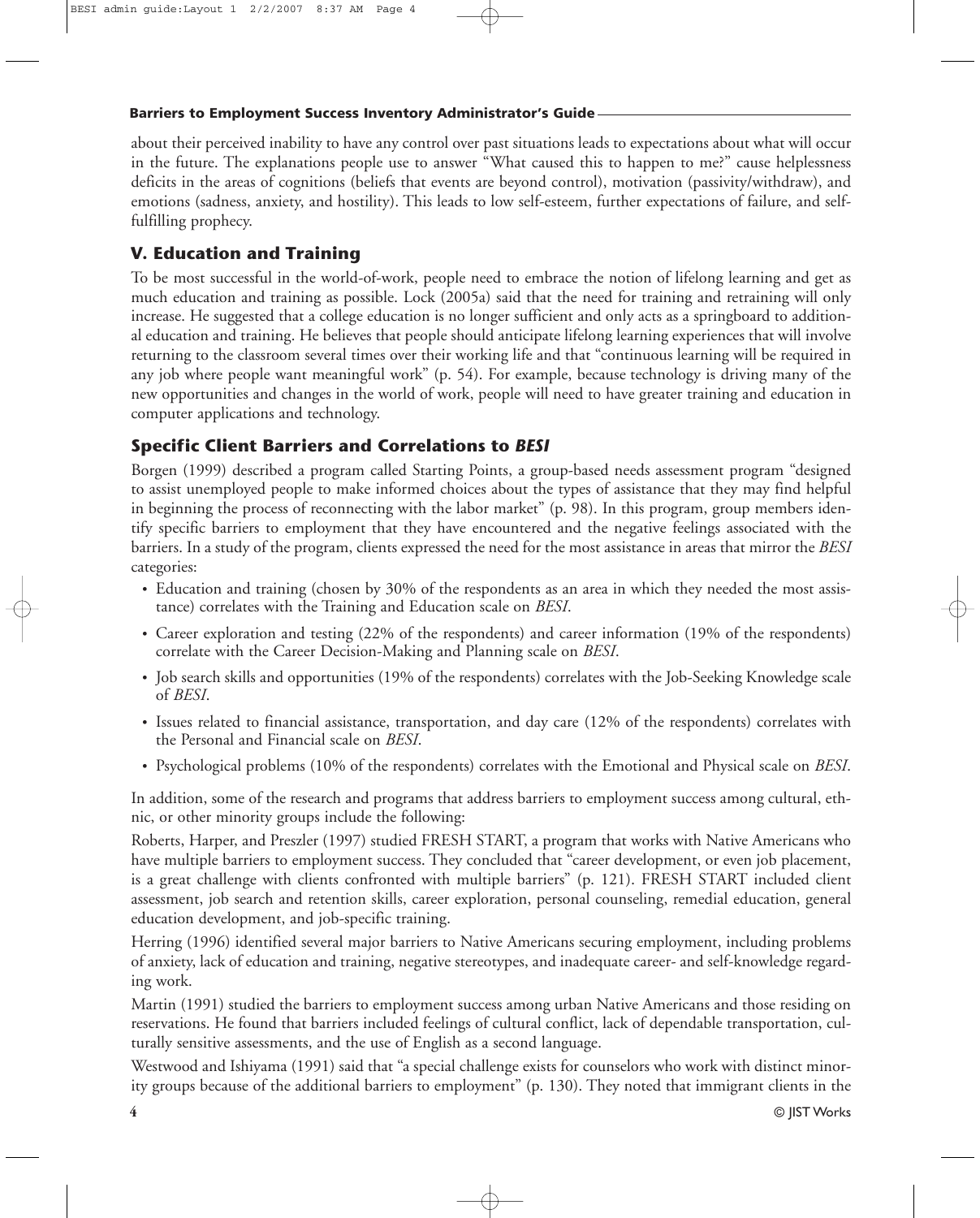about their perceived inability to have any control over past situations leads to expectations about what will occur in the future. The explanations people use to answer "What caused this to happen to me?" cause helplessness deficits in the areas of cognitions (beliefs that events are beyond control), motivation (passivity/withdraw), and emotions (sadness, anxiety, and hostility). This leads to low self-esteem, further expectations of failure, and self-fulfilling prophecy.

## V. Education and Training

To be most successful in the world-of-work, people need to embrace the notion of lifelong learning and get as much education and training as possible. Lock (2005a) said that the need for training and retraining will only increase. He suggested that a college education is no longer sufficient and only acts as a springboard to additional education and training. He believes that people should anticipate lifelong learning experiences that will involve returning to the classroom several times over their working life and that "continuous learning will be required in any job where people want meaningful work" (p. 54). For example, because technology is driving many of the new opportunities and changes in the world of work, people will need to have greater training and education in computer applications and technology.

## Specific Client Barriers and Correlations to *BESI*

Borgen (1999) described a program called Starting Points, a group-based needs assessment program "designed to assist unemployed people to make informed choices about the types of assistance that they may find helpful in beginning the process of reconnecting with the labor market" (p. 98). In this program, group members identify specific barriers to employment that they have encountered and the negative feelings associated with the barriers. In a study of the program, clients expressed the need for the most assistance in areas that mirror the *BESI* categories:

- Education and training (chosen by 30% of the respondents as an area in which they needed the most assistance) correlates with the Training and Education scale on *BESI*.
- Career exploration and testing (22% of the respondents) and career information (19% of the respondents) correlate with the Career Decision-Making and Planning scale on *BESI*.
- Job search skills and opportunities (19% of the respondents) correlates with the Job-Seeking Knowledge scale of *BESI*.
- Issues related to financial assistance, transportation, and day care (12% of the respondents) correlates with the Personal and Financial scale on *BESI*.
- Psychological problems (10% of the respondents) correlates with the Emotional and Physical scale on *BESI*.

In addition, some of the research and programs that address barriers to employment success among cultural, ethnic, or other minority groups include the following:

Roberts, Harper, and Preszler (1997) studied FRESH START, a program that works with Native Americans who have multiple barriers to employment success. They concluded that "career development, or even job placement, is a great challenge with clients confronted with multiple barriers" (p. 121). FRESH START included client assessment, job search and retention skills, career exploration, personal counseling, remedial education, general education development, and job-specific training.

Herring (1996) identified several major barriers to Native Americans securing employment, including problems of anxiety, lack of education and training, negative stereotypes, and inadequate career- and self-knowledge regarding work.

Martin (1991) studied the barriers to employment success among urban Native Americans and those residing on reservations. He found that barriers included feelings of cultural conflict, lack of dependable transportation, culturally sensitive assessments, and the use of English as a second language.

Westwood and Ishiyama (1991) said that "a special challenge exists for counselors who work with distinct minority groups because of the additional barriers to employment" (p. 130). They noted that immigrant clients in the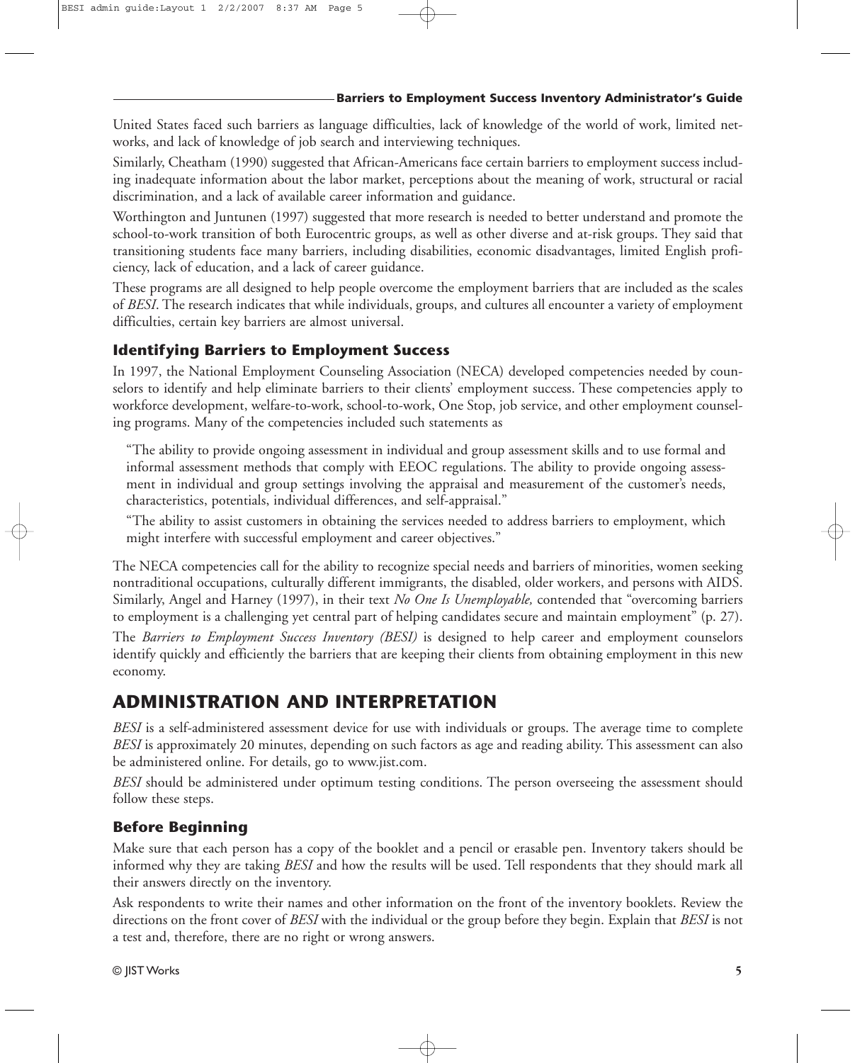United States faced such barriers as language difficulties, lack of knowledge of the world of work, limited networks, and lack of knowledge of job search and interviewing techniques.

Similarly, Cheatham (1990) suggested that African-Americans face certain barriers to employment success including inadequate information about the labor market, perceptions about the meaning of work, structural or racial discrimination, and a lack of available career information and guidance.

Worthington and Juntunen (1997) suggested that more research is needed to better understand and promote the school-to-work transition of both Eurocentric groups, as well as other diverse and at-risk groups. They said that transitioning students face many barriers, including disabilities, economic disadvantages, limited English proficiency, lack of education, and a lack of career guidance.

These programs are all designed to help people overcome the employment barriers that are included as the scales of *BESI*. The research indicates that while individuals, groups, and cultures all encounter a variety of employment difficulties, certain key barriers are almost universal.

### Identifying Barriers to Employment Success

In 1997, the National Employment Counseling Association (NECA) developed competencies needed by counselors to identify and help eliminate barriers to their clients' employment success. These competencies apply to workforce development, welfare-to-work, school-to-work, One Stop, job service, and other employment counseling programs. Many of the competencies included such statements as

> "The ability to provide ongoing assessment in individual and group assessment skills and to use formal and informal assessment methods that comply with EEOC regulations. The ability to provide ongoing assessment in individual and group settings involving the appraisal and measurement of the customer's needs, characteristics, potentials, individual differences, and self-appraisal."
>
> "The ability to assist customers in obtaining the services needed to address barriers to employment, which might interfere with successful employment and career objectives."

The NECA competencies call for the ability to recognize special needs and barriers of minorities, women seeking nontraditional occupations, culturally different immigrants, the disabled, older workers, and persons with AIDS. Similarly, Angel and Harney (1997), in their text *No One Is Unemployable,* contended that "overcoming barriers to employment is a challenging yet central part of helping candidates secure and maintain employment" (p. 27).

The *Barriers to Employment Success Inventory (BESI)* is designed to help career and employment counselors identify quickly and efficiently the barriers that are keeping their clients from obtaining employment in this new economy.

## ADMINISTRATION AND INTERPRETATION

*BESI* is a self-administered assessment device for use with individuals or groups. The average time to complete *BESI* is approximately 20 minutes, depending on such factors as age and reading ability. This assessment can also be administered online. For details, go to www.jist.com.

*BESI* should be administered under optimum testing conditions. The person overseeing the assessment should follow these steps.

### Before Beginning

Make sure that each person has a copy of the booklet and a pencil or erasable pen. Inventory takers should be informed why they are taking *BESI* and how the results will be used. Tell respondents that they should mark all their answers directly on the inventory.

Ask respondents to write their names and other information on the front of the inventory booklets. Review the directions on the front cover of *BESI* with the individual or the group before they begin. Explain that *BESI* is not a test and, therefore, there are no right or wrong answers.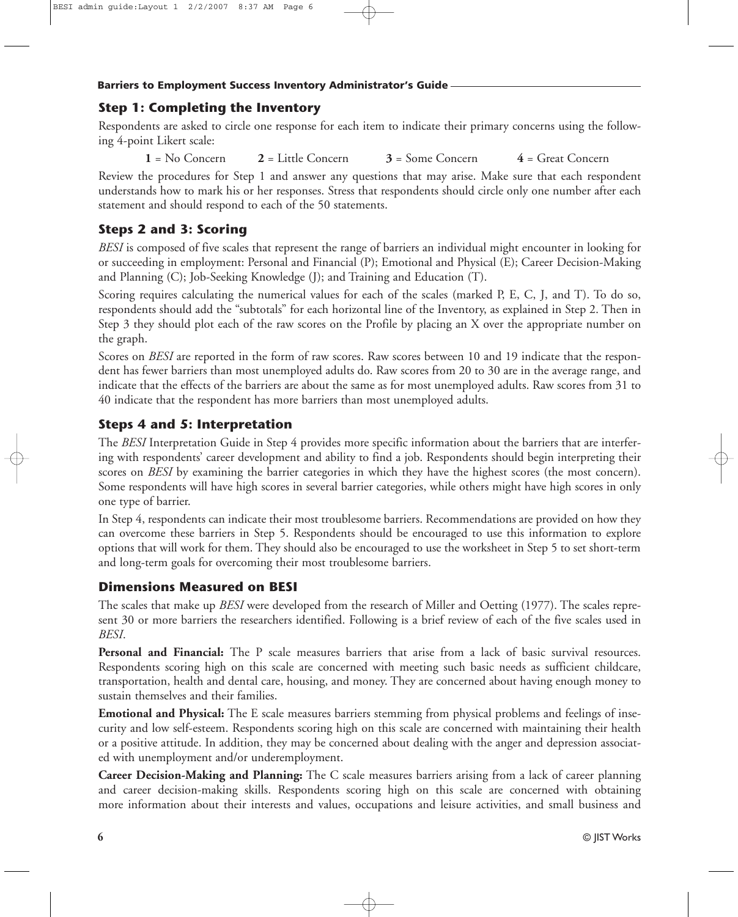## Step 1: Completing the Inventory

Respondents are asked to circle one response for each item to indicate their primary concerns using the following 4-point Likert scale:

**1** = No Concern **2** = Little Concern **3** = Some Concern **4** = Great Concern

Review the procedures for Step 1 and answer any questions that may arise. Make sure that each respondent understands how to mark his or her responses. Stress that respondents should circle only one number after each statement and should respond to each of the 50 statements.

## Steps 2 and 3: Scoring

*BESI* is composed of five scales that represent the range of barriers an individual might encounter in looking for or succeeding in employment: Personal and Financial (P); Emotional and Physical (E); Career Decision-Making and Planning (C); Job-Seeking Knowledge (J); and Training and Education (T).

Scoring requires calculating the numerical values for each of the scales (marked P, E, C, J, and T). To do so, respondents should add the "subtotals" for each horizontal line of the Inventory, as explained in Step 2. Then in Step 3 they should plot each of the raw scores on the Profile by placing an X over the appropriate number on the graph.

Scores on *BESI* are reported in the form of raw scores. Raw scores between 10 and 19 indicate that the respondent has fewer barriers than most unemployed adults do. Raw scores from 20 to 30 are in the average range, and indicate that the effects of the barriers are about the same as for most unemployed adults. Raw scores from 31 to 40 indicate that the respondent has more barriers than most unemployed adults.

## Steps 4 and 5: Interpretation

The *BESI* Interpretation Guide in Step 4 provides more specific information about the barriers that are interfering with respondents' career development and ability to find a job. Respondents should begin interpreting their scores on *BESI* by examining the barrier categories in which they have the highest scores (the most concern). Some respondents will have high scores in several barrier categories, while others might have high scores in only one type of barrier.

In Step 4, respondents can indicate their most troublesome barriers. Recommendations are provided on how they can overcome these barriers in Step 5. Respondents should be encouraged to use this information to explore options that will work for them. They should also be encouraged to use the worksheet in Step 5 to set short-term and long-term goals for overcoming their most troublesome barriers.

## Dimensions Measured on BESI

The scales that make up *BESI* were developed from the research of Miller and Oetting (1977). The scales represent 30 or more barriers the researchers identified. Following is a brief review of each of the five scales used in *BESI*.

**Personal and Financial:** The P scale measures barriers that arise from a lack of basic survival resources. Respondents scoring high on this scale are concerned with meeting such basic needs as sufficient childcare, transportation, health and dental care, housing, and money. They are concerned about having enough money to sustain themselves and their families.

**Emotional and Physical:** The E scale measures barriers stemming from physical problems and feelings of insecurity and low self-esteem. Respondents scoring high on this scale are concerned with maintaining their health or a positive attitude. In addition, they may be concerned about dealing with the anger and depression associated with unemployment and/or underemployment.

**Career Decision-Making and Planning:** The C scale measures barriers arising from a lack of career planning and career decision-making skills. Respondents scoring high on this scale are concerned with obtaining more information about their interests and values, occupations and leisure activities, and small business and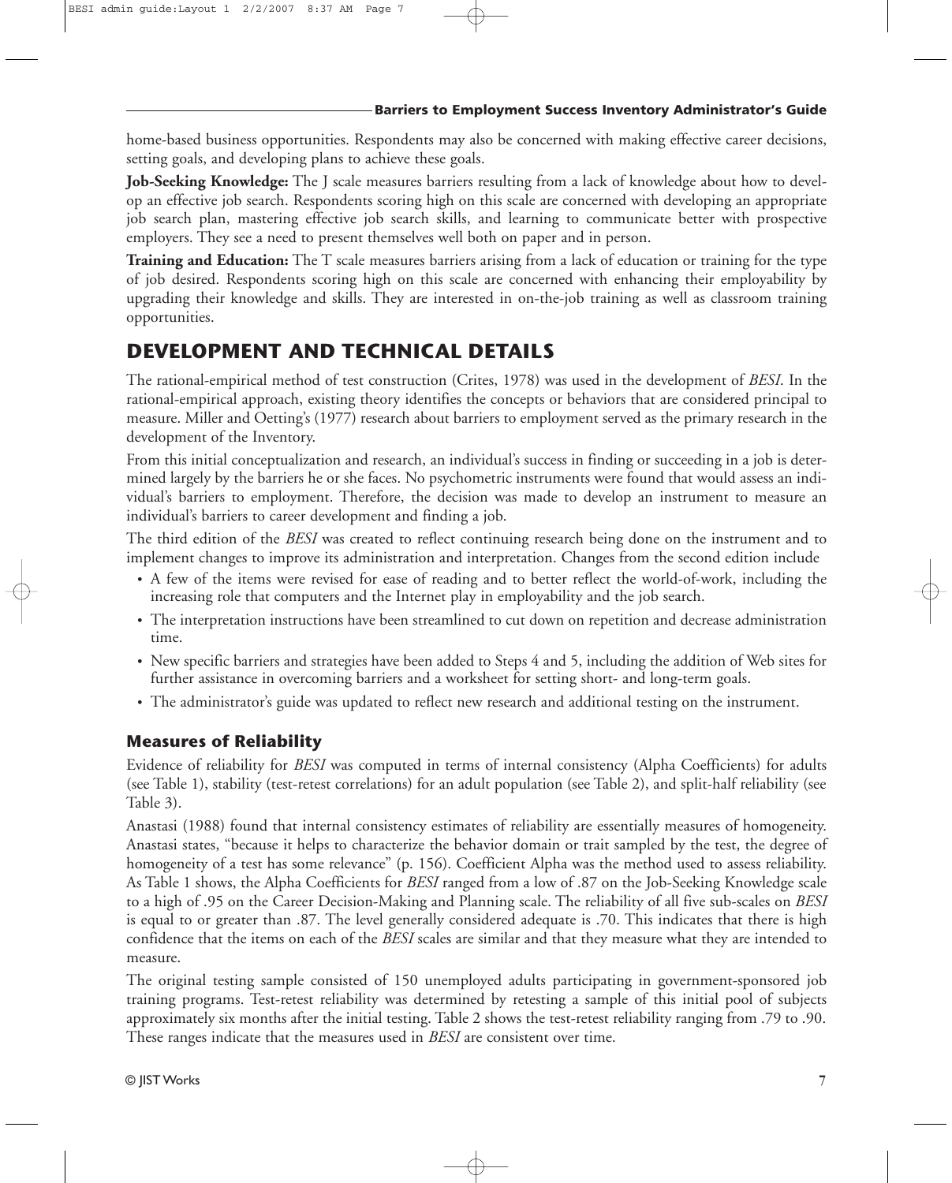home-based business opportunities. Respondents may also be concerned with making effective career decisions, setting goals, and developing plans to achieve these goals.

**Job-Seeking Knowledge:** The J scale measures barriers resulting from a lack of knowledge about how to develop an effective job search. Respondents scoring high on this scale are concerned with developing an appropriate job search plan, mastering effective job search skills, and learning to communicate better with prospective employers. They see a need to present themselves well both on paper and in person.

**Training and Education:** The T scale measures barriers arising from a lack of education or training for the type of job desired. Respondents scoring high on this scale are concerned with enhancing their employability by upgrading their knowledge and skills. They are interested in on-the-job training as well as classroom training opportunities.

## DEVELOPMENT AND TECHNICAL DETAILS

The rational-empirical method of test construction (Crites, 1978) was used in the development of *BESI*. In the rational-empirical approach, existing theory identifies the concepts or behaviors that are considered principal to measure. Miller and Oetting's (1977) research about barriers to employment served as the primary research in the development of the Inventory.

From this initial conceptualization and research, an individual's success in finding or succeeding in a job is determined largely by the barriers he or she faces. No psychometric instruments were found that would assess an individual's barriers to employment. Therefore, the decision was made to develop an instrument to measure an individual's barriers to career development and finding a job.

The third edition of the *BESI* was created to reflect continuing research being done on the instrument and to implement changes to improve its administration and interpretation. Changes from the second edition include

- A few of the items were revised for ease of reading and to better reflect the world-of-work, including the increasing role that computers and the Internet play in employability and the job search.
- The interpretation instructions have been streamlined to cut down on repetition and decrease administration time.
- New specific barriers and strategies have been added to Steps 4 and 5, including the addition of Web sites for further assistance in overcoming barriers and a worksheet for setting short- and long-term goals.
- The administrator's guide was updated to reflect new research and additional testing on the instrument.

### Measures of Reliability

Evidence of reliability for *BESI* was computed in terms of internal consistency (Alpha Coefficients) for adults (see Table 1), stability (test-retest correlations) for an adult population (see Table 2), and split-half reliability (see Table 3).

Anastasi (1988) found that internal consistency estimates of reliability are essentially measures of homogeneity. Anastasi states, "because it helps to characterize the behavior domain or trait sampled by the test, the degree of homogeneity of a test has some relevance" (p. 156). Coefficient Alpha was the method used to assess reliability. As Table 1 shows, the Alpha Coefficients for *BESI* ranged from a low of .87 on the Job-Seeking Knowledge scale to a high of .95 on the Career Decision-Making and Planning scale. The reliability of all five sub-scales on *BESI* is equal to or greater than .87. The level generally considered adequate is .70. This indicates that there is high confidence that the items on each of the *BESI* scales are similar and that they measure what they are intended to measure.

The original testing sample consisted of 150 unemployed adults participating in government-sponsored job training programs. Test-retest reliability was determined by retesting a sample of this initial pool of subjects approximately six months after the initial testing. Table 2 shows the test-retest reliability ranging from .79 to .90. These ranges indicate that the measures used in *BESI* are consistent over time.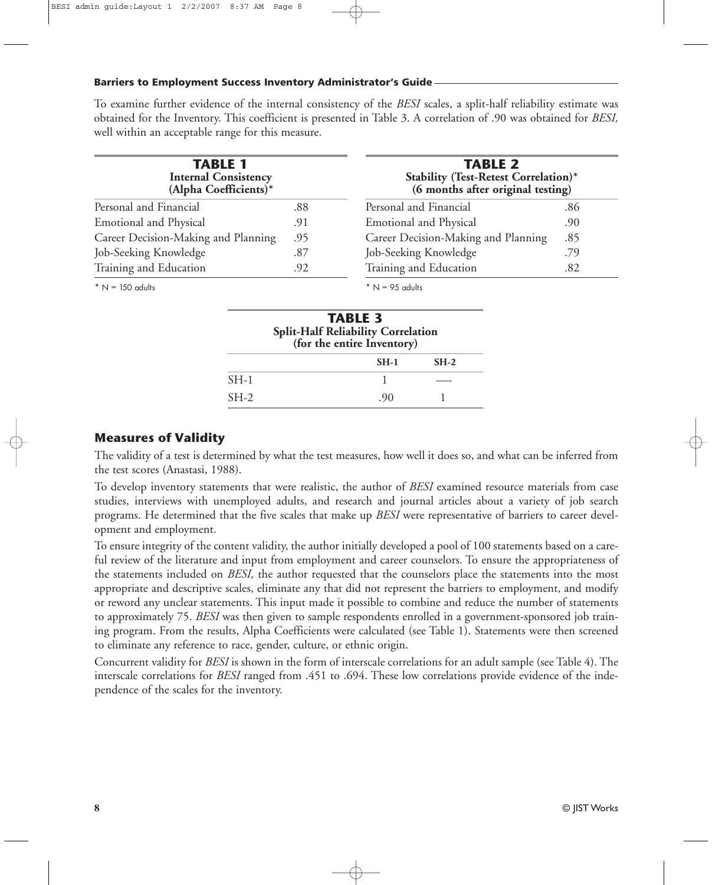To examine further evidence of the internal consistency of the *BESI* scales, a split-half reliability estimate was obtained for the Inventory. This coefficient is presented in Table 3. A correlation of .90 was obtained for *BESI,* well within an acceptable range for this measure.

**TABLE 1**
**Internal Consistency (Alpha Coefficients)***

| Scale | |
|---|---|
| Personal and Financial | .88 |
| Emotional and Physical | .91 |
| Career Decision-Making and Planning | .95 |
| Job-Seeking Knowledge | .87 |
| Training and Education | .92 |

* N = 150 adults

**TABLE 2**
**Stability (Test-Retest Correlation)* (6 months after original testing)**

| Scale | |
|---|---|
| Personal and Financial | .86 |
| Emotional and Physical | .90 |
| Career Decision-Making and Planning | .85 |
| Job-Seeking Knowledge | .79 |
| Training and Education | .82 |

* N = 95 adults

**TABLE 3**
**Split-Half Reliability Correlation (for the entire Inventory)**

| | SH-1 | SH-2 |
|---|---|---|
| SH-1 | 1 | — |
| SH-2 | .90 | 1 |

## Measures of Validity

The validity of a test is determined by what the test measures, how well it does so, and what can be inferred from the test scores (Anastasi, 1988).

To develop inventory statements that were realistic, the author of *BESI* examined resource materials from case studies, interviews with unemployed adults, and research and journal articles about a variety of job search programs. He determined that the five scales that make up *BESI* were representative of barriers to career development and employment.

To ensure integrity of the content validity, the author initially developed a pool of 100 statements based on a careful review of the literature and input from employment and career counselors. To ensure the appropriateness of the statements included on *BESI,* the author requested that the counselors place the statements into the most appropriate and descriptive scales, eliminate any that did not represent the barriers to employment, and modify or reword any unclear statements. This input made it possible to combine and reduce the number of statements to approximately 75. *BESI* was then given to sample respondents enrolled in a government-sponsored job training program. From the results, Alpha Coefficients were calculated (see Table 1). Statements were then screened to eliminate any reference to race, gender, culture, or ethnic origin.

Concurrent validity for *BESI* is shown in the form of interscale correlations for an adult sample (see Table 4). The interscale correlations for *BESI* ranged from .451 to .694. These low correlations provide evidence of the independence of the scales for the inventory.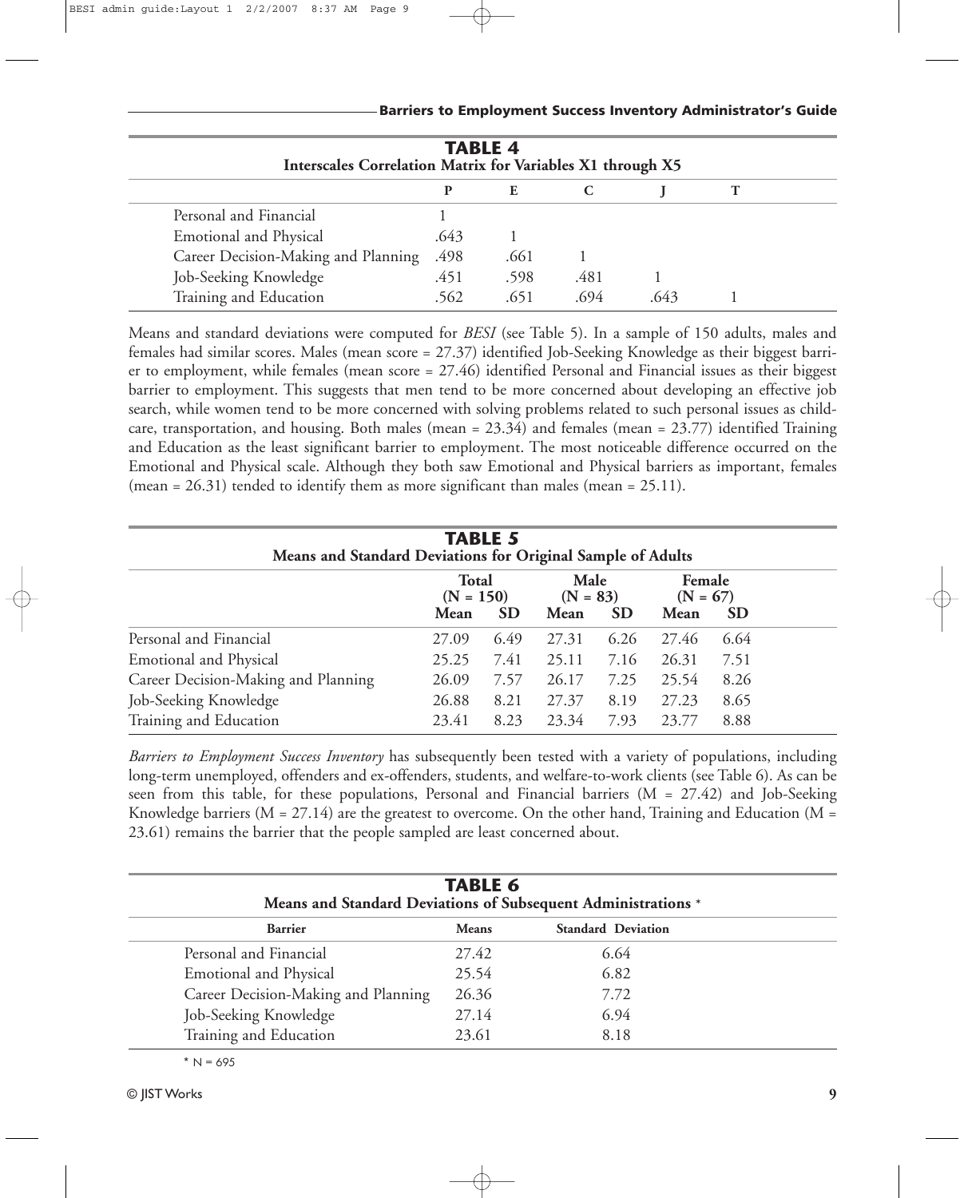**TABLE 4**
**Interscales Correlation Matrix for Variables X1 through X5**

| | P | E | C | J | T |
|---|---|---|---|---|---|
| Personal and Financial | 1 | | | | |
| Emotional and Physical | .643 | 1 | | | |
| Career Decision-Making and Planning | .498 | .661 | 1 | | |
| Job-Seeking Knowledge | .451 | .598 | .481 | 1 | |
| Training and Education | .562 | .651 | .694 | .643 | 1 |

Means and standard deviations were computed for *BESI* (see Table 5). In a sample of 150 adults, males and females had similar scores. Males (mean score = 27.37) identified Job-Seeking Knowledge as their biggest barrier to employment, while females (mean score = 27.46) identified Personal and Financial issues as their biggest barrier to employment. This suggests that men tend to be more concerned about developing an effective job search, while women tend to be more concerned with solving problems related to such personal issues as childcare, transportation, and housing. Both males (mean = 23.34) and females (mean = 23.77) identified Training and Education as the least significant barrier to employment. The most noticeable difference occurred on the Emotional and Physical scale. Although they both saw Emotional and Physical barriers as important, females (mean = 26.31) tended to identify them as more significant than males (mean = 25.11).

**TABLE 5**
**Means and Standard Deviations for Original Sample of Adults**

| | Total (N = 150) | | Male (N = 83) | | Female (N = 67) | |
|---|---|---|---|---|---|---|
| | Mean | SD | Mean | SD | Mean | SD |
| Personal and Financial | 27.09 | 6.49 | 27.31 | 6.26 | 27.46 | 6.64 |
| Emotional and Physical | 25.25 | 7.41 | 25.11 | 7.16 | 26.31 | 7.51 |
| Career Decision-Making and Planning | 26.09 | 7.57 | 26.17 | 7.25 | 25.54 | 8.26 |
| Job-Seeking Knowledge | 26.88 | 8.21 | 27.37 | 8.19 | 27.23 | 8.65 |
| Training and Education | 23.41 | 8.23 | 23.34 | 7.93 | 23.77 | 8.88 |

*Barriers to Employment Success Inventory* has subsequently been tested with a variety of populations, including long-term unemployed, offenders and ex-offenders, students, and welfare-to-work clients (see Table 6). As can be seen from this table, for these populations, Personal and Financial barriers (M = 27.42) and Job-Seeking Knowledge barriers (M = 27.14) are the greatest to overcome. On the other hand, Training and Education (M = 23.61) remains the barrier that the people sampled are least concerned about.

**TABLE 6**
**Means and Standard Deviations of Subsequent Administrations** *

| Barrier | Means | Standard Deviation |
|---|---|---|
| Personal and Financial | 27.42 | 6.64 |
| Emotional and Physical | 25.54 | 6.82 |
| Career Decision-Making and Planning | 26.36 | 7.72 |
| Job-Seeking Knowledge | 27.14 | 6.94 |
| Training and Education | 23.61 | 8.18 |

\* N = 695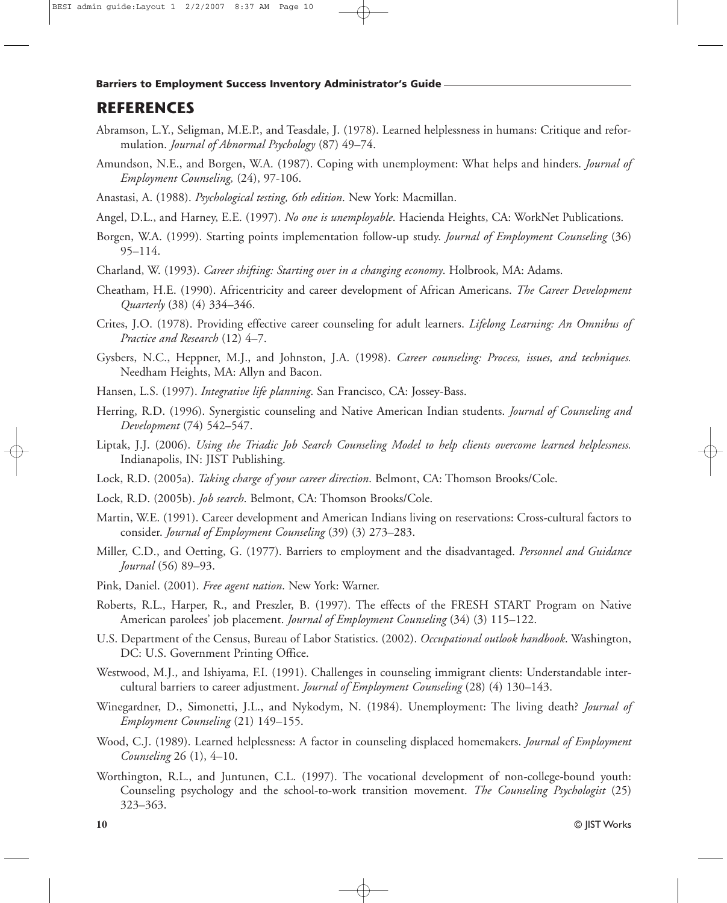## REFERENCES

Abramson, L.Y., Seligman, M.E.P., and Teasdale, J. (1978). Learned helplessness in humans: Critique and reformulation. *Journal of Abnormal Psychology* (87) 49–74.

Amundson, N.E., and Borgen, W.A. (1987). Coping with unemployment: What helps and hinders. *Journal of Employment Counseling,* (24), 97-106.

Anastasi, A. (1988). *Psychological testing, 6th edition*. New York: Macmillan.

Angel, D.L., and Harney, E.E. (1997). *No one is unemployable*. Hacienda Heights, CA: WorkNet Publications.

Borgen, W.A. (1999). Starting points implementation follow-up study. *Journal of Employment Counseling* (36) 95–114.

Charland, W. (1993). *Career shifting: Starting over in a changing economy*. Holbrook, MA: Adams.

Cheatham, H.E. (1990). Africentricity and career development of African Americans. *The Career Development Quarterly* (38) (4) 334–346.

Crites, J.O. (1978). Providing effective career counseling for adult learners. *Lifelong Learning: An Omnibus of Practice and Research* (12) 4–7.

Gysbers, N.C., Heppner, M.J., and Johnston, J.A. (1998). *Career counseling: Process, issues, and techniques.* Needham Heights, MA: Allyn and Bacon.

Hansen, L.S. (1997). *Integrative life planning*. San Francisco, CA: Jossey-Bass.

Herring, R.D. (1996). Synergistic counseling and Native American Indian students. *Journal of Counseling and Development* (74) 542–547.

Liptak, J.J. (2006). *Using the Triadic Job Search Counseling Model to help clients overcome learned helplessness.* Indianapolis, IN: JIST Publishing.

Lock, R.D. (2005a). *Taking charge of your career direction*. Belmont, CA: Thomson Brooks/Cole.

Lock, R.D. (2005b). *Job search*. Belmont, CA: Thomson Brooks/Cole.

Martin, W.E. (1991). Career development and American Indians living on reservations: Cross-cultural factors to consider. *Journal of Employment Counseling* (39) (3) 273–283.

Miller, C.D., and Oetting, G. (1977). Barriers to employment and the disadvantaged. *Personnel and Guidance Journal* (56) 89–93.

Pink, Daniel. (2001). *Free agent nation*. New York: Warner.

Roberts, R.L., Harper, R., and Preszler, B. (1997). The effects of the FRESH START Program on Native American parolees' job placement. *Journal of Employment Counseling* (34) (3) 115–122.

U.S. Department of the Census, Bureau of Labor Statistics. (2002). *Occupational outlook handbook*. Washington, DC: U.S. Government Printing Office.

Westwood, M.J., and Ishiyama, F.I. (1991). Challenges in counseling immigrant clients: Understandable intercultural barriers to career adjustment. *Journal of Employment Counseling* (28) (4) 130–143.

Winegardner, D., Simonetti, J.L., and Nykodym, N. (1984). Unemployment: The living death? *Journal of Employment Counseling* (21) 149–155.

Wood, C.J. (1989). Learned helplessness: A factor in counseling displaced homemakers. *Journal of Employment Counseling* 26 (1), 4–10.

Worthington, R.L., and Juntunen, C.L. (1997). The vocational development of non-college-bound youth: Counseling psychology and the school-to-work transition movement. *The Counseling Psychologist* (25) 323–363.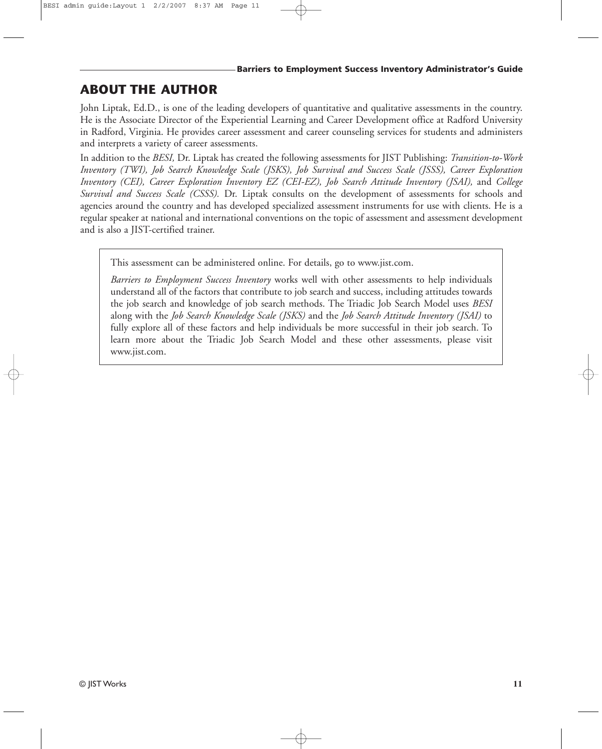## ABOUT THE AUTHOR

John Liptak, Ed.D., is one of the leading developers of quantitative and qualitative assessments in the country. He is the Associate Director of the Experiential Learning and Career Development office at Radford University in Radford, Virginia. He provides career assessment and career counseling services for students and administers and interprets a variety of career assessments.

In addition to the *BESI,* Dr. Liptak has created the following assessments for JIST Publishing: *Transition-to-Work Inventory (TWI), Job Search Knowledge Scale (JSKS), Job Survival and Success Scale (JSSS), Career Exploration Inventory (CEI), Career Exploration Inventory EZ (CEI-EZ), Job Search Attitude Inventory (JSAI),* and *College Survival and Success Scale (CSSS).* Dr. Liptak consults on the development of assessments for schools and agencies around the country and has developed specialized assessment instruments for use with clients. He is a regular speaker at national and international conventions on the topic of assessment and assessment development and is also a JIST-certified trainer.

This assessment can be administered online. For details, go to www.jist.com.

*Barriers to Employment Success Inventory* works well with other assessments to help individuals understand all of the factors that contribute to job search and success, including attitudes towards the job search and knowledge of job search methods. The Triadic Job Search Model uses *BESI* along with the *Job Search Knowledge Scale (JSKS)* and the *Job Search Attitude Inventory (JSAI)* to fully explore all of these factors and help individuals be more successful in their job search. To learn more about the Triadic Job Search Model and these other assessments, please visit www.jist.com.